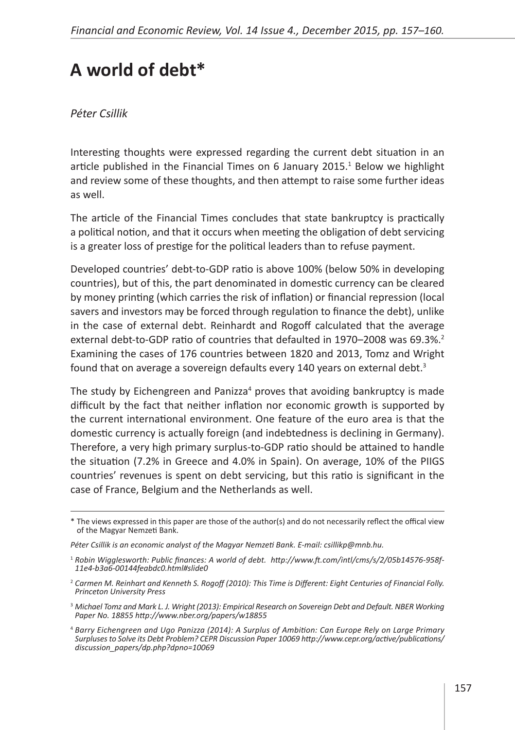# A world of debt*

*Péter Csillik*

Interesting thoughts were expressed regarding the current debt situation in an article published in the Financial Times on 6 January 2015.[1] Below we highlight and review some of these thoughts, and then attempt to raise some further ideas as well.

The article of the Financial Times concludes that state bankruptcy is practically a political notion, and that it occurs when meeting the obligation of debt servicing is a greater loss of prestige for the political leaders than to refuse payment.

Developed countries' debt-to-GDP ratio is above 100% (below 50% in developing countries), but of this, the part denominated in domestic currency can be cleared by money printing (which carries the risk of inflation) or financial repression (local savers and investors may be forced through regulation to finance the debt), unlike in the case of external debt. Reinhardt and Rogoff calculated that the average external debt-to-GDP ratio of countries that defaulted in 1970–2008 was 69.3%.[2] Examining the cases of 176 countries between 1820 and 2013, Tomz and Wright found that on average a sovereign defaults every 140 years on external debt.[3]

The study by Eichengreen and Panizza[4] proves that avoiding bankruptcy is made difficult by the fact that neither inflation nor economic growth is supported by the current international environment. One feature of the euro area is that the domestic currency is actually foreign (and indebtedness is declining in Germany). Therefore, a very high primary surplus-to-GDP ratio should be attained to handle the situation (7.2% in Greece and 4.0% in Spain). On average, 10% of the PIIGS countries' revenues is spent on debt servicing, but this ratio is significant in the case of France, Belgium and the Netherlands as well.

---

\* The views expressed in this paper are those of the author(s) and do not necessarily reflect the offical view of the Magyar Nemzeti Bank.

*Péter Csillik is an economic analyst of the Magyar Nemzeti Bank. E-mail: csillikp@mnb.hu.*

[1] *Robin Wigglesworth: Public finances: A world of debt. http://www.ft.com/intl/cms/s/2/05b14576-958f-11e4-b3a6-00144feabdc0.html#slide0*

[2] *Carmen M. Reinhart and Kenneth S. Rogoff (2010): This Time is Different: Eight Centuries of Financial Folly. Princeton University Press*

[3] *Michael Tomz and Mark L. J. Wright (2013): Empirical Research on Sovereign Debt and Default. NBER Working Paper No. 18855 http://www.nber.org/papers/w18855*

[4] *Barry Eichengreen and Ugo Panizza (2014): A Surplus of Ambition: Can Europe Rely on Large Primary Surpluses to Solve its Debt Problem? CEPR Discussion Paper 10069 http://www.cepr.org/active/publications/discussion_papers/dp.php?dpno=10069*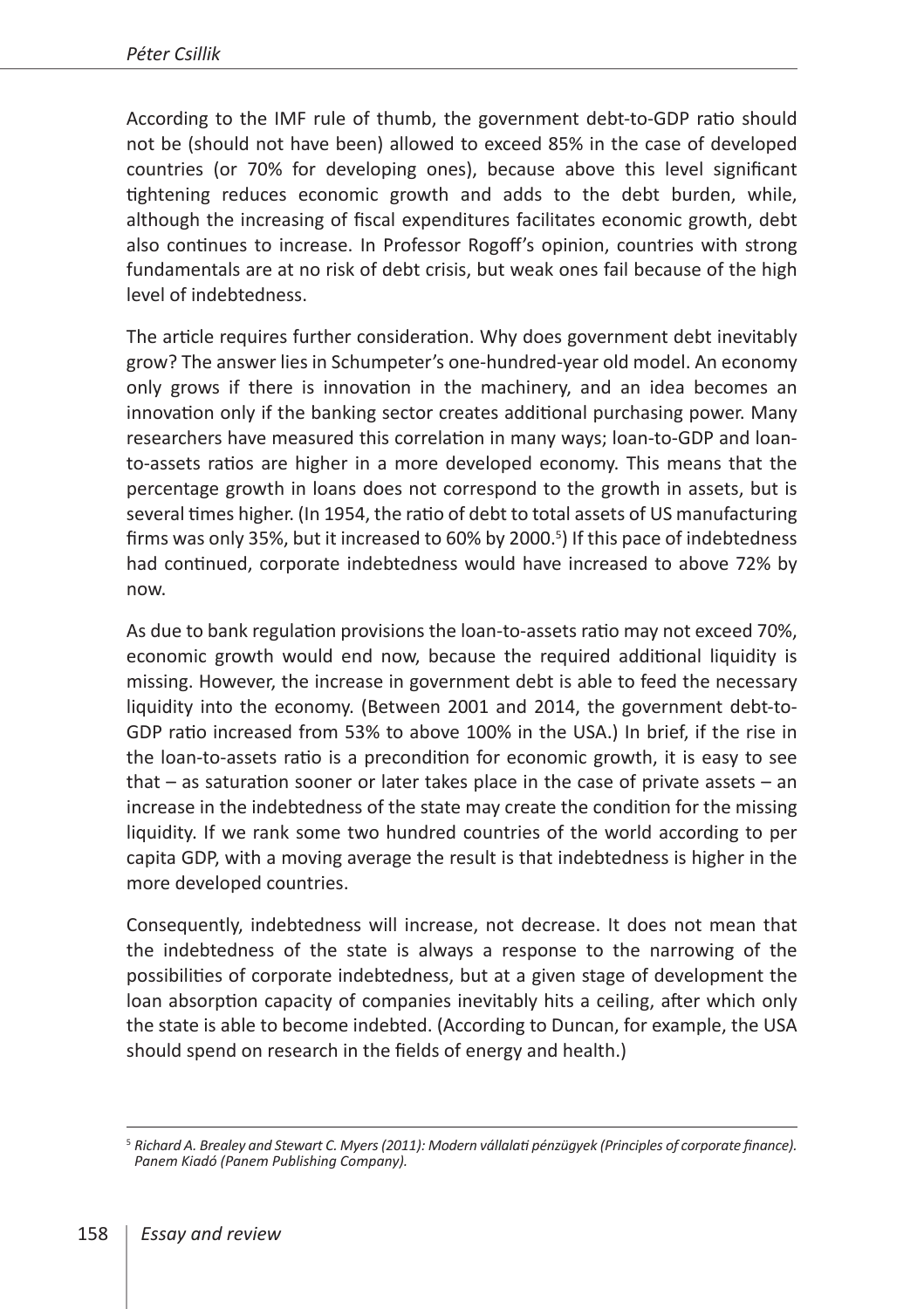According to the IMF rule of thumb, the government debt-to-GDP ratio should not be (should not have been) allowed to exceed 85% in the case of developed countries (or 70% for developing ones), because above this level significant tightening reduces economic growth and adds to the debt burden, while, although the increasing of fiscal expenditures facilitates economic growth, debt also continues to increase. In Professor Rogoff's opinion, countries with strong fundamentals are at no risk of debt crisis, but weak ones fail because of the high level of indebtedness.

The article requires further consideration. Why does government debt inevitably grow? The answer lies in Schumpeter's one-hundred-year old model. An economy only grows if there is innovation in the machinery, and an idea becomes an innovation only if the banking sector creates additional purchasing power. Many researchers have measured this correlation in many ways; loan-to-GDP and loan-to-assets ratios are higher in a more developed economy. This means that the percentage growth in loans does not correspond to the growth in assets, but is several times higher. (In 1954, the ratio of debt to total assets of US manufacturing firms was only 35%, but it increased to 60% by 2000.[5]) If this pace of indebtedness had continued, corporate indebtedness would have increased to above 72% by now.

As due to bank regulation provisions the loan-to-assets ratio may not exceed 70%, economic growth would end now, because the required additional liquidity is missing. However, the increase in government debt is able to feed the necessary liquidity into the economy. (Between 2001 and 2014, the government debt-to-GDP ratio increased from 53% to above 100% in the USA.) In brief, if the rise in the loan-to-assets ratio is a precondition for economic growth, it is easy to see that – as saturation sooner or later takes place in the case of private assets – an increase in the indebtedness of the state may create the condition for the missing liquidity. If we rank some two hundred countries of the world according to per capita GDP, with a moving average the result is that indebtedness is higher in the more developed countries.

Consequently, indebtedness will increase, not decrease. It does not mean that the indebtedness of the state is always a response to the narrowing of the possibilities of corporate indebtedness, but at a given stage of development the loan absorption capacity of companies inevitably hits a ceiling, after which only the state is able to become indebted. (According to Duncan, for example, the USA should spend on research in the fields of energy and health.)

---

[5] *Richard A. Brealey and Stewart C. Myers (2011): Modern vállalati pénzügyek (Principles of corporate finance). Panem Kiadó (Panem Publishing Company).*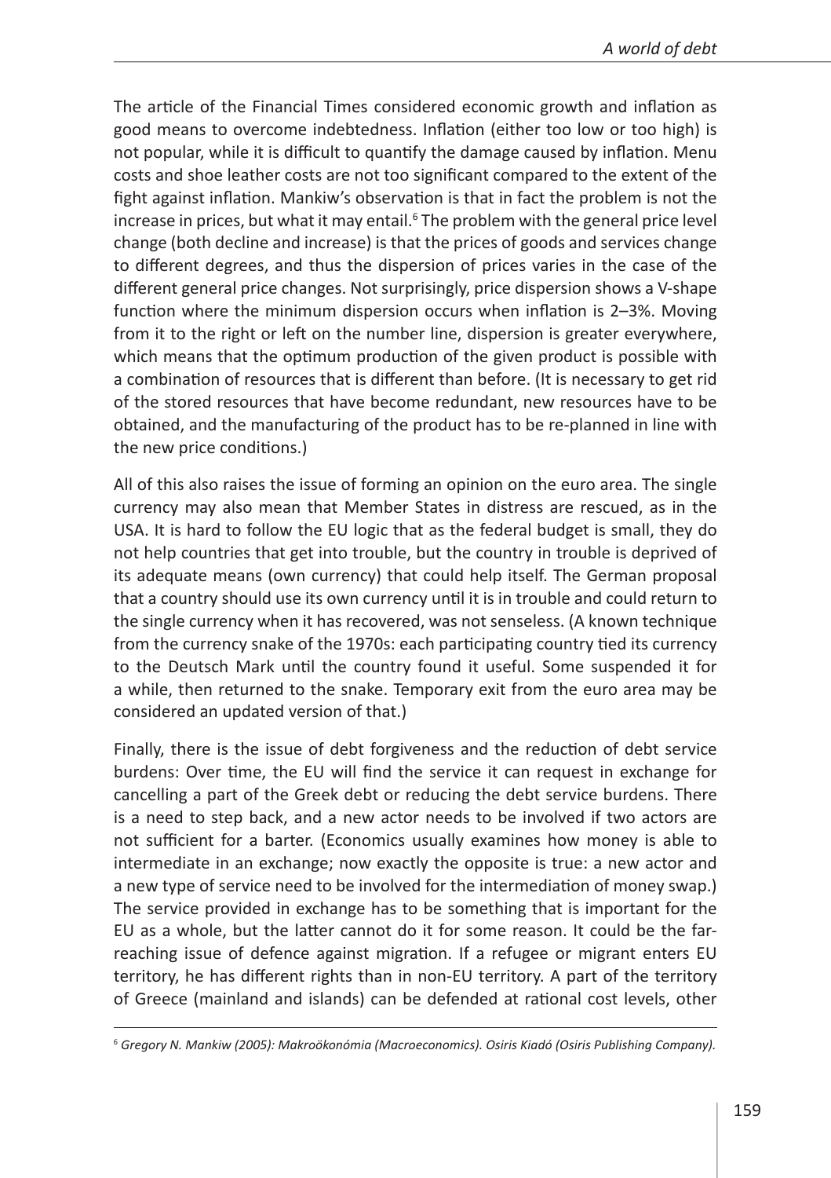The article of the Financial Times considered economic growth and inflation as good means to overcome indebtedness. Inflation (either too low or too high) is not popular, while it is difficult to quantify the damage caused by inflation. Menu costs and shoe leather costs are not too significant compared to the extent of the fight against inflation. Mankiw's observation is that in fact the problem is not the increase in prices, but what it may entail.[6] The problem with the general price level change (both decline and increase) is that the prices of goods and services change to different degrees, and thus the dispersion of prices varies in the case of the different general price changes. Not surprisingly, price dispersion shows a V-shape function where the minimum dispersion occurs when inflation is 2–3%. Moving from it to the right or left on the number line, dispersion is greater everywhere, which means that the optimum production of the given product is possible with a combination of resources that is different than before. (It is necessary to get rid of the stored resources that have become redundant, new resources have to be obtained, and the manufacturing of the product has to be re-planned in line with the new price conditions.)

All of this also raises the issue of forming an opinion on the euro area. The single currency may also mean that Member States in distress are rescued, as in the USA. It is hard to follow the EU logic that as the federal budget is small, they do not help countries that get into trouble, but the country in trouble is deprived of its adequate means (own currency) that could help itself. The German proposal that a country should use its own currency until it is in trouble and could return to the single currency when it has recovered, was not senseless. (A known technique from the currency snake of the 1970s: each participating country tied its currency to the Deutsch Mark until the country found it useful. Some suspended it for a while, then returned to the snake. Temporary exit from the euro area may be considered an updated version of that.)

Finally, there is the issue of debt forgiveness and the reduction of debt service burdens: Over time, the EU will find the service it can request in exchange for cancelling a part of the Greek debt or reducing the debt service burdens. There is a need to step back, and a new actor needs to be involved if two actors are not sufficient for a barter. (Economics usually examines how money is able to intermediate in an exchange; now exactly the opposite is true: a new actor and a new type of service need to be involved for the intermediation of money swap.) The service provided in exchange has to be something that is important for the EU as a whole, but the latter cannot do it for some reason. It could be the far-reaching issue of defence against migration. If a refugee or migrant enters EU territory, he has different rights than in non-EU territory. A part of the territory of Greece (mainland and islands) can be defended at rational cost levels, other

---

[6] *Gregory N. Mankiw (2005): Makroökonómia (Macroeconomics). Osiris Kiadó (Osiris Publishing Company).*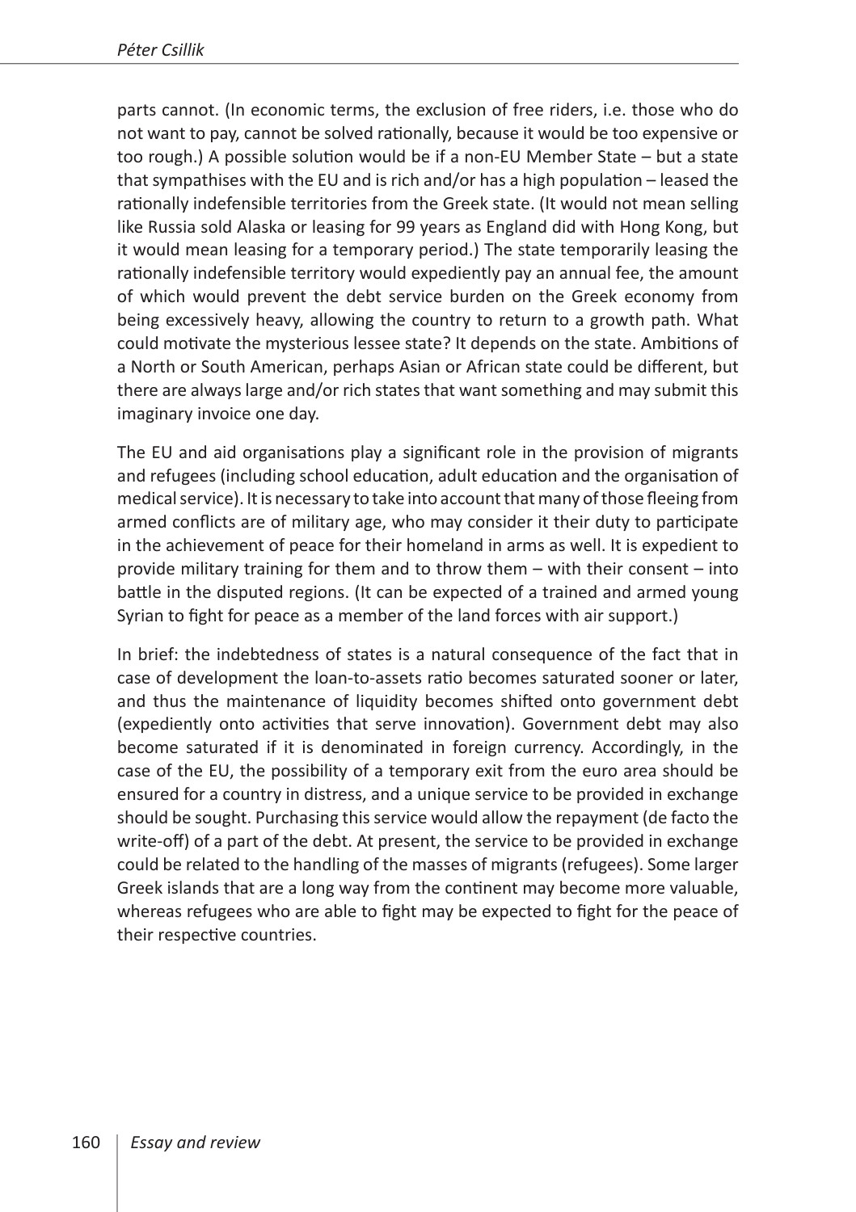parts cannot. (In economic terms, the exclusion of free riders, i.e. those who do not want to pay, cannot be solved rationally, because it would be too expensive or too rough.) A possible solution would be if a non-EU Member State – but a state that sympathises with the EU and is rich and/or has a high population – leased the rationally indefensible territories from the Greek state. (It would not mean selling like Russia sold Alaska or leasing for 99 years as England did with Hong Kong, but it would mean leasing for a temporary period.) The state temporarily leasing the rationally indefensible territory would expediently pay an annual fee, the amount of which would prevent the debt service burden on the Greek economy from being excessively heavy, allowing the country to return to a growth path. What could motivate the mysterious lessee state? It depends on the state. Ambitions of a North or South American, perhaps Asian or African state could be different, but there are always large and/or rich states that want something and may submit this imaginary invoice one day.

The EU and aid organisations play a significant role in the provision of migrants and refugees (including school education, adult education and the organisation of medical service). It is necessary to take into account that many of those fleeing from armed conflicts are of military age, who may consider it their duty to participate in the achievement of peace for their homeland in arms as well. It is expedient to provide military training for them and to throw them – with their consent – into battle in the disputed regions. (It can be expected of a trained and armed young Syrian to fight for peace as a member of the land forces with air support.)

In brief: the indebtedness of states is a natural consequence of the fact that in case of development the loan-to-assets ratio becomes saturated sooner or later, and thus the maintenance of liquidity becomes shifted onto government debt (expediently onto activities that serve innovation). Government debt may also become saturated if it is denominated in foreign currency. Accordingly, in the case of the EU, the possibility of a temporary exit from the euro area should be ensured for a country in distress, and a unique service to be provided in exchange should be sought. Purchasing this service would allow the repayment (de facto the write-off) of a part of the debt. At present, the service to be provided in exchange could be related to the handling of the masses of migrants (refugees). Some larger Greek islands that are a long way from the continent may become more valuable, whereas refugees who are able to fight may be expected to fight for the peace of their respective countries.